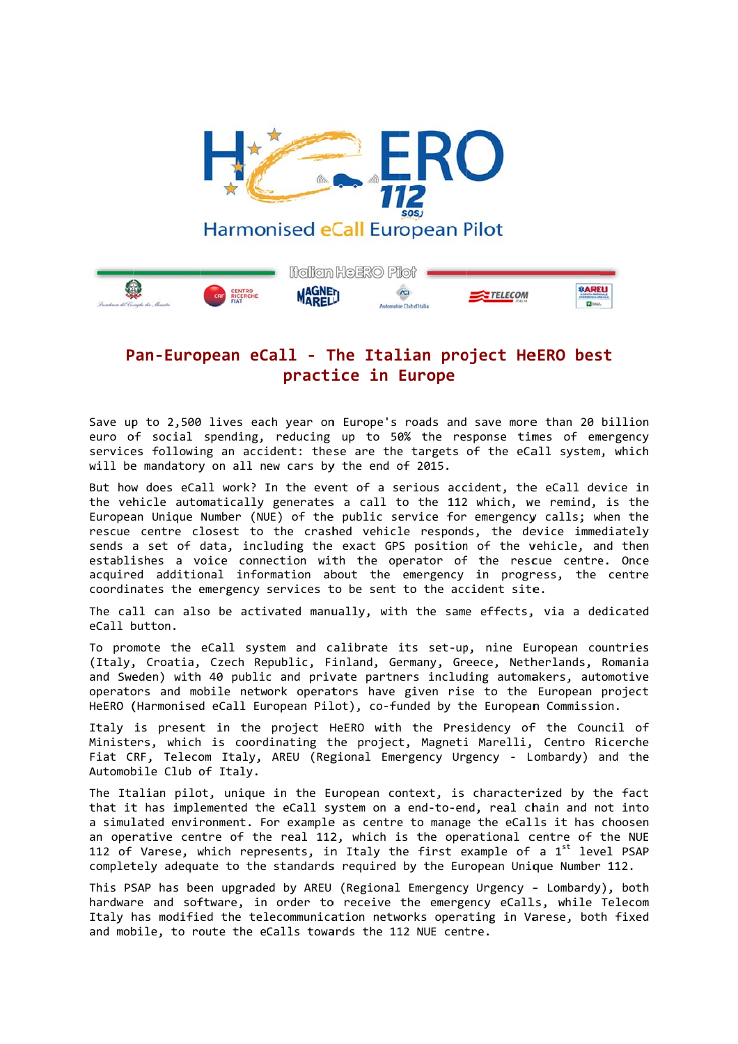# Pan-European eCall - The Italian project HeERO best practice in Europe

Save up to 2,500 lives each year on Europe's roads and save more than 20 billion euro of social spending, reducing up to 50% the response times of emergency services following an accident: these are the targets of the eCall system, which will be mandatory on all new cars by the end of 2015.

But how does eCall work? In the event of a serious accident, the eCall device in the vehicle automatically generates a call to the 112 which, we remind, is the European Unique Number (NUE) of the public service for emergency calls; when the rescue centre closest to the crashed vehicle responds, the device immediately sends a set of data, including the exact GPS position of the vehicle, and then establishes a voice connection with the operator of the rescue centre. Once acquired additional information about the emergency in progress, the centre coordinates the emergency services to be sent to the accident site.

The call can also be activated manually, with the same effects, via a dedicated eCall button.

To promote the eCall system and calibrate its set-up, nine European countries (Italy, Croatia, Czech Republic, Finland, Germany, Greece, Netherlands, Romania and Sweden) with 40 public and private partners including automakers, automotive operators and mobile network operators have given rise to the European project HeERO (Harmonised eCall European Pilot), co-funded by the European Commission.

Italy is present in the project HeERO with the Presidency of the Council of Ministers, which is coordinating the project, Magneti Marelli, Centro Ricerche Fiat CRF, Telecom Italy, AREU (Regional Emergency Urgency - Lombardy) and the Automobile Club of Italy.

The Italian pilot, unique in the European context, is characterized by the fact that it has implemented the eCall system on a end-to-end, real chain and not into a simulated environment. For example as centre to manage the eCalls it has choosen an operative centre of the real 112, which is the operational centre of the NUE 112 of Varese, which represents, in Italy the first example of a 1st level PSAP completely adequate to the standards required by the European Unique Number 112.

This PSAP has been upgraded by AREU (Regional Emergency Urgency - Lombardy), both hardware and software, in order to receive the emergency eCalls, while Telecom Italy has modified the telecommunication networks operating in Varese, both fixed and mobile, to route the eCalls towards the 112 NUE centre.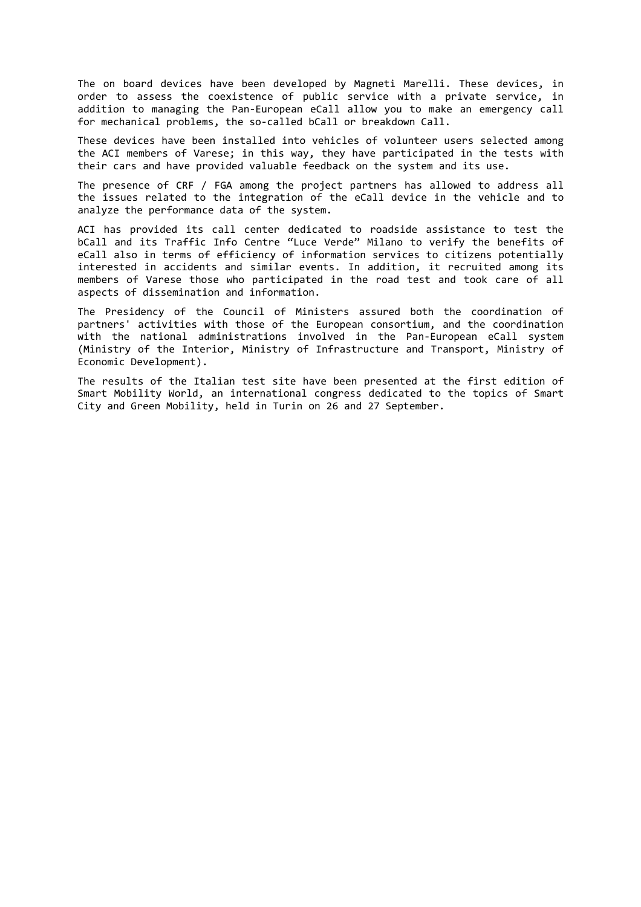The on board devices have been developed by Magneti Marelli. These devices, in order to assess the coexistence of public service with a private service, in addition to managing the Pan-European eCall allow you to make an emergency call for mechanical problems, the so-called bCall or breakdown Call.

These devices have been installed into vehicles of volunteer users selected among the ACI members of Varese; in this way, they have participated in the tests with their cars and have provided valuable feedback on the system and its use.

The presence of CRF / FGA among the project partners has allowed to address all the issues related to the integration of the eCall device in the vehicle and to analyze the performance data of the system.

ACI has provided its call center dedicated to roadside assistance to test the bCall and its Traffic Info Centre “Luce Verde” Milano to verify the benefits of eCall also in terms of efficiency of information services to citizens potentially interested in accidents and similar events. In addition, it recruited among its members of Varese those who participated in the road test and took care of all aspects of dissemination and information.

The Presidency of the Council of Ministers assured both the coordination of partners' activities with those of the European consortium, and the coordination with the national administrations involved in the Pan-European eCall system (Ministry of the Interior, Ministry of Infrastructure and Transport, Ministry of Economic Development).

The results of the Italian test site have been presented at the first edition of Smart Mobility World, an international congress dedicated to the topics of Smart City and Green Mobility, held in Turin on 26 and 27 September.